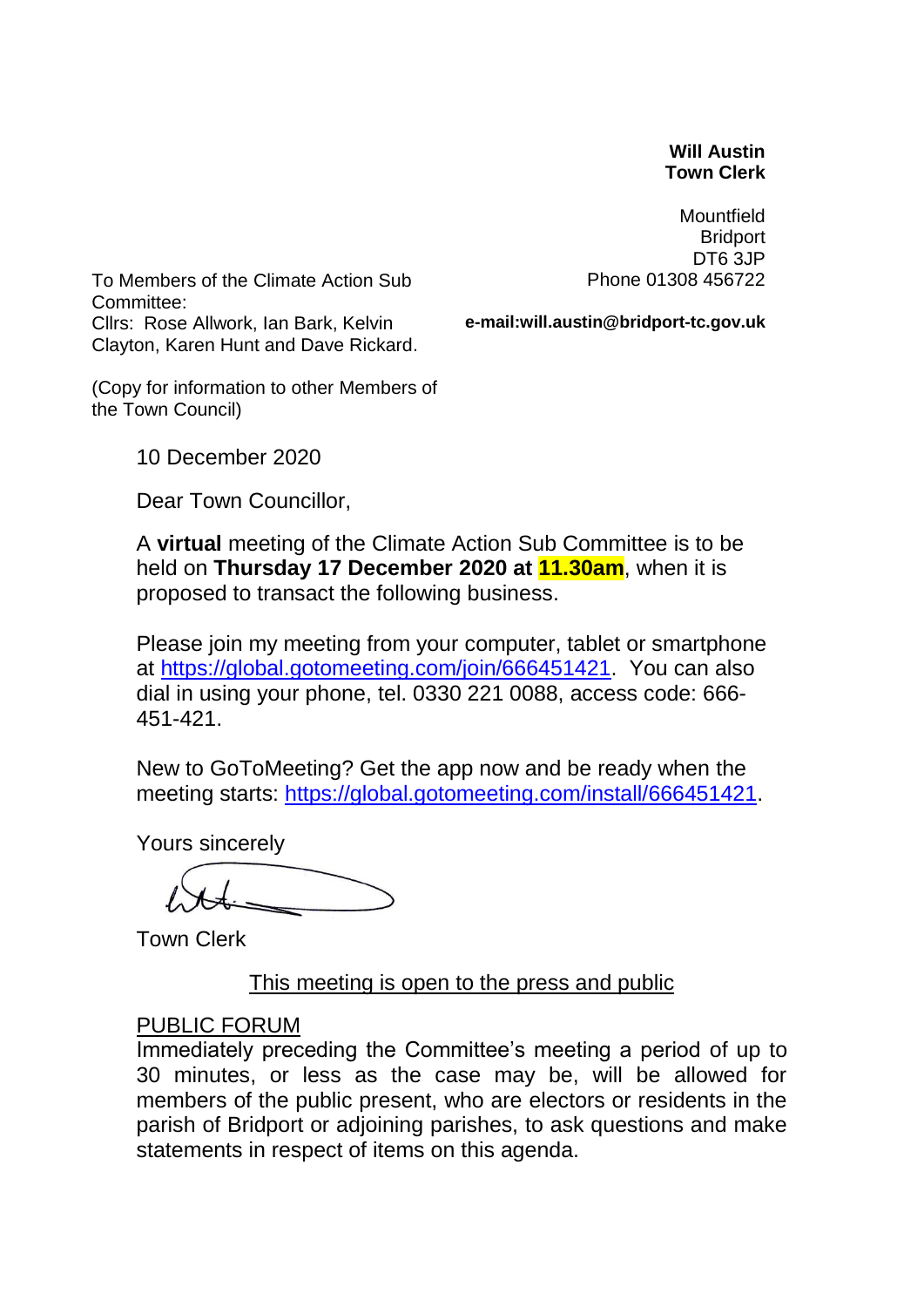**Will Austin**
**Town Clerk**

Mountfield
Bridport
DT6 3JP
Phone 01308 456722

**e-mail:will.austin@bridport-tc.gov.uk**

To Members of the Climate Action Sub Committee:
Cllrs: Rose Allwork, Ian Bark, Kelvin Clayton, Karen Hunt and Dave Rickard.

(Copy for information to other Members of the Town Council)

10 December 2020

Dear Town Councillor,

A **virtual** meeting of the Climate Action Sub Committee is to be held on **Thursday 17 December 2020 at 11.30am**, when it is proposed to transact the following business.

Please join my meeting from your computer, tablet or smartphone at https://global.gotomeeting.com/join/666451421. You can also dial in using your phone, tel. 0330 221 0088, access code: 666-451-421.

New to GoToMeeting? Get the app now and be ready when the meeting starts: https://global.gotomeeting.com/install/666451421.

Yours sincerely

Town Clerk

<u>This meeting is open to the press and public</u>

<u>PUBLIC FORUM</u>
Immediately preceding the Committee's meeting a period of up to 30 minutes, or less as the case may be, will be allowed for members of the public present, who are electors or residents in the parish of Bridport or adjoining parishes, to ask questions and make statements in respect of items on this agenda.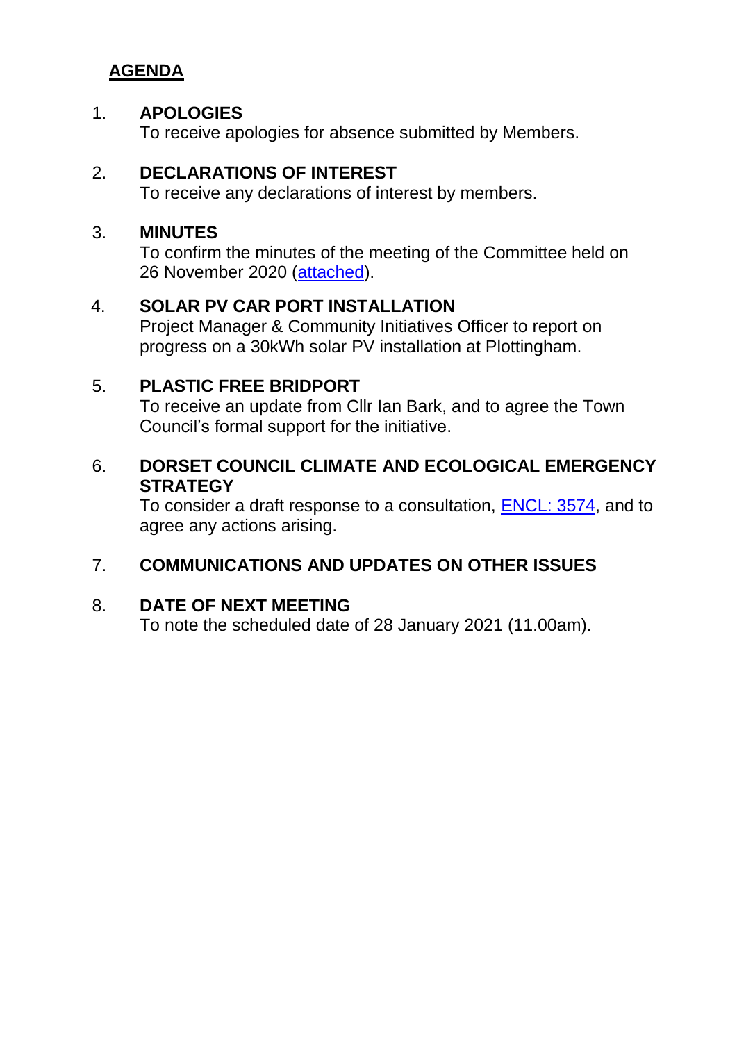**AGENDA**

1. **APOLOGIES**
   To receive apologies for absence submitted by Members.

2. **DECLARATIONS OF INTEREST**
   To receive any declarations of interest by members.

3. **MINUTES**
   To confirm the minutes of the meeting of the Committee held on 26 November 2020 (attached).

4. **SOLAR PV CAR PORT INSTALLATION**
   Project Manager & Community Initiatives Officer to report on progress on a 30kWh solar PV installation at Plottingham.

5. **PLASTIC FREE BRIDPORT**
   To receive an update from Cllr Ian Bark, and to agree the Town Council's formal support for the initiative.

6. **DORSET COUNCIL CLIMATE AND ECOLOGICAL EMERGENCY STRATEGY**
   To consider a draft response to a consultation, ENCL: 3574, and to agree any actions arising.

7. **COMMUNICATIONS AND UPDATES ON OTHER ISSUES**

8. **DATE OF NEXT MEETING**
   To note the scheduled date of 28 January 2021 (11.00am).